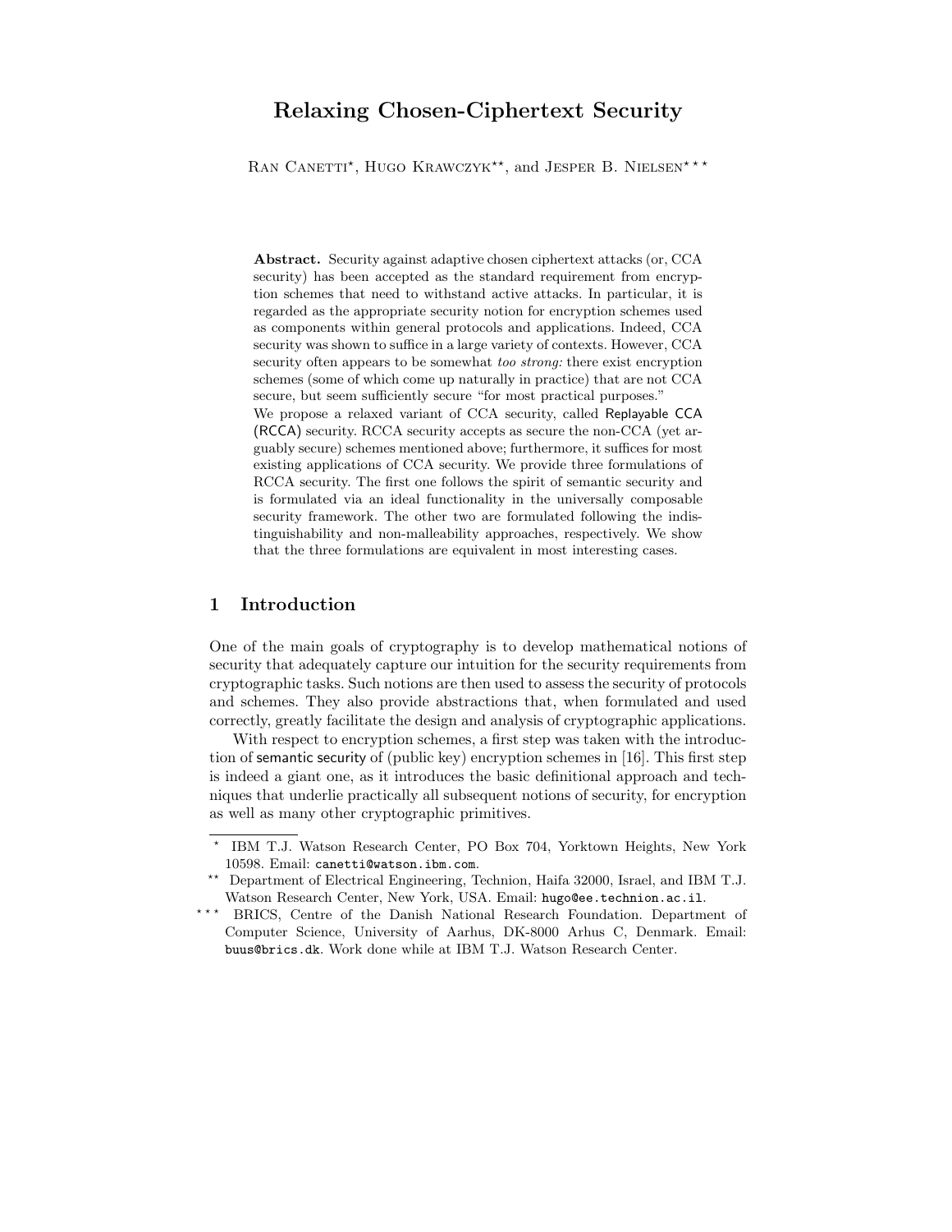# Relaxing Chosen-Ciphertext Security

Ran Canetti*, Hugo Krawczyk**, and Jesper B. Nielsen***

**Abstract.** Security against adaptive chosen ciphertext attacks (or, CCA security) has been accepted as the standard requirement from encryption schemes that need to withstand active attacks. In particular, it is regarded as the appropriate security notion for encryption schemes used as components within general protocols and applications. Indeed, CCA security was shown to suffice in a large variety of contexts. However, CCA security often appears to be somewhat *too strong:* there exist encryption schemes (some of which come up naturally in practice) that are not CCA secure, but seem sufficiently secure "for most practical purposes."

We propose a relaxed variant of CCA security, called Replayable CCA (RCCA) security. RCCA security accepts as secure the non-CCA (yet arguably secure) schemes mentioned above; furthermore, it suffices for most existing applications of CCA security. We provide three formulations of RCCA security. The first one follows the spirit of semantic security and is formulated via an ideal functionality in the universally composable security framework. The other two are formulated following the indistinguishability and non-malleability approaches, respectively. We show that the three formulations are equivalent in most interesting cases.

## 1 Introduction

One of the main goals of cryptography is to develop mathematical notions of security that adequately capture our intuition for the security requirements from cryptographic tasks. Such notions are then used to assess the security of protocols and schemes. They also provide abstractions that, when formulated and used correctly, greatly facilitate the design and analysis of cryptographic applications.

With respect to encryption schemes, a first step was taken with the introduction of semantic security of (public key) encryption schemes in [16]. This first step is indeed a giant one, as it introduces the basic definitional approach and techniques that underlie practically all subsequent notions of security, for encryption as well as many other cryptographic primitives.

* IBM T.J. Watson Research Center, PO Box 704, Yorktown Heights, New York 10598. Email: canetti@watson.ibm.com.

** Department of Electrical Engineering, Technion, Haifa 32000, Israel, and IBM T.J. Watson Research Center, New York, USA. Email: hugo@ee.technion.ac.il.

*** BRICS, Centre of the Danish National Research Foundation. Department of Computer Science, University of Aarhus, DK-8000 Arhus C, Denmark. Email: buus@brics.dk. Work done while at IBM T.J. Watson Research Center.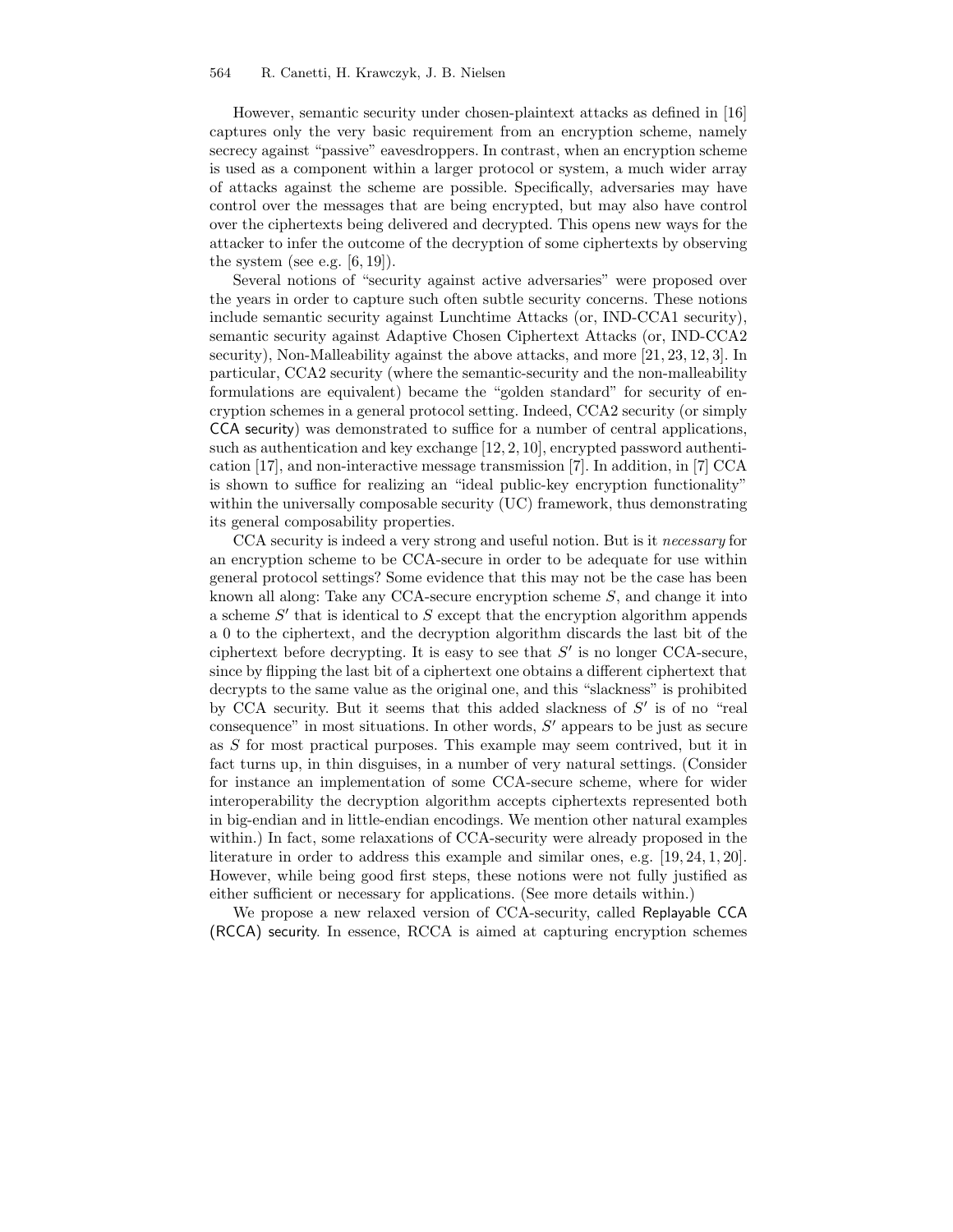However, semantic security under chosen-plaintext attacks as defined in [16] captures only the very basic requirement from an encryption scheme, namely secrecy against "passive" eavesdroppers. In contrast, when an encryption scheme is used as a component within a larger protocol or system, a much wider array of attacks against the scheme are possible. Specifically, adversaries may have control over the messages that are being encrypted, but may also have control over the ciphertexts being delivered and decrypted. This opens new ways for the attacker to infer the outcome of the decryption of some ciphertexts by observing the system (see e.g. [6, 19]).

Several notions of "security against active adversaries" were proposed over the years in order to capture such often subtle security concerns. These notions include semantic security against Lunchtime Attacks (or, IND-CCA1 security), semantic security against Adaptive Chosen Ciphertext Attacks (or, IND-CCA2 security), Non-Malleability against the above attacks, and more [21, 23, 12, 3]. In particular, CCA2 security (where the semantic-security and the non-malleability formulations are equivalent) became the "golden standard" for security of encryption schemes in a general protocol setting. Indeed, CCA2 security (or simply CCA security) was demonstrated to suffice for a number of central applications, such as authentication and key exchange [12, 2, 10], encrypted password authentication [17], and non-interactive message transmission [7]. In addition, in [7] CCA is shown to suffice for realizing an "ideal public-key encryption functionality" within the universally composable security (UC) framework, thus demonstrating its general composability properties.

CCA security is indeed a very strong and useful notion. But is it *necessary* for an encryption scheme to be CCA-secure in order to be adequate for use within general protocol settings? Some evidence that this may not be the case has been known all along: Take any CCA-secure encryption scheme $S$, and change it into a scheme $S'$ that is identical to $S$ except that the encryption algorithm appends a 0 to the ciphertext, and the decryption algorithm discards the last bit of the ciphertext before decrypting. It is easy to see that $S'$ is no longer CCA-secure, since by flipping the last bit of a ciphertext one obtains a different ciphertext that decrypts to the same value as the original one, and this "slackness" is prohibited by CCA security. But it seems that this added slackness of $S'$ is of no "real consequence" in most situations. In other words, $S'$ appears to be just as secure as $S$ for most practical purposes. This example may seem contrived, but it in fact turns up, in thin disguises, in a number of very natural settings. (Consider for instance an implementation of some CCA-secure scheme, where for wider interoperability the decryption algorithm accepts ciphertexts represented both in big-endian and in little-endian encodings. We mention other natural examples within.) In fact, some relaxations of CCA-security were already proposed in the literature in order to address this example and similar ones, e.g. [19, 24, 1, 20]. However, while being good first steps, these notions were not fully justified as either sufficient or necessary for applications. (See more details within.)

We propose a new relaxed version of CCA-security, called Replayable CCA (RCCA) security. In essence, RCCA is aimed at capturing encryption schemes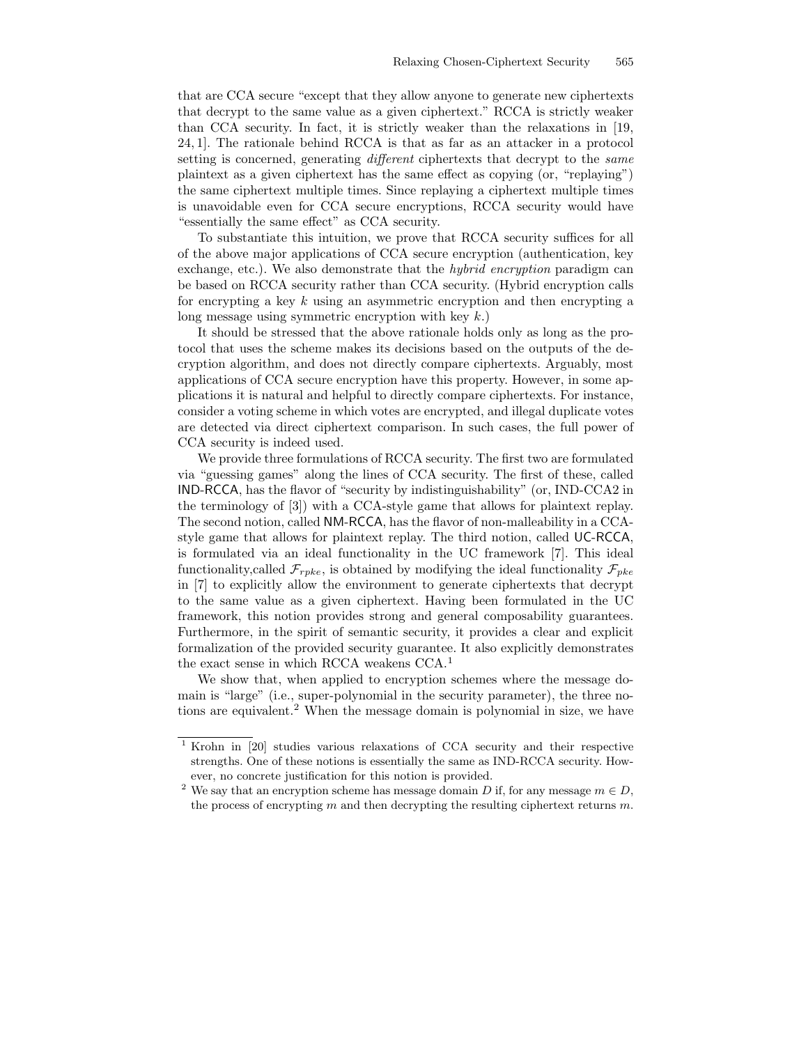that are CCA secure "except that they allow anyone to generate new ciphertexts that decrypt to the same value as a given ciphertext." RCCA is strictly weaker than CCA security. In fact, it is strictly weaker than the relaxations in [19, 24, 1]. The rationale behind RCCA is that as far as an attacker in a protocol setting is concerned, generating *different* ciphertexts that decrypt to the *same* plaintext as a given ciphertext has the same effect as copying (or, "replaying") the same ciphertext multiple times. Since replaying a ciphertext multiple times is unavoidable even for CCA secure encryptions, RCCA security would have "essentially the same effect" as CCA security.

To substantiate this intuition, we prove that RCCA security suffices for all of the above major applications of CCA secure encryption (authentication, key exchange, etc.). We also demonstrate that the *hybrid encryption* paradigm can be based on RCCA security rather than CCA security. (Hybrid encryption calls for encrypting a key $k$ using an asymmetric encryption and then encrypting a long message using symmetric encryption with key $k$.)

It should be stressed that the above rationale holds only as long as the protocol that uses the scheme makes its decisions based on the outputs of the decryption algorithm, and does not directly compare ciphertexts. Arguably, most applications of CCA secure encryption have this property. However, in some applications it is natural and helpful to directly compare ciphertexts. For instance, consider a voting scheme in which votes are encrypted, and illegal duplicate votes are detected via direct ciphertext comparison. In such cases, the full power of CCA security is indeed used.

We provide three formulations of RCCA security. The first two are formulated via "guessing games" along the lines of CCA security. The first of these, called IND-RCCA, has the flavor of "security by indistinguishability" (or, IND-CCA2 in the terminology of [3]) with a CCA-style game that allows for plaintext replay. The second notion, called NM-RCCA, has the flavor of non-malleability in a CCA-style game that allows for plaintext replay. The third notion, called UC-RCCA, is formulated via an ideal functionality in the UC framework [7]. This ideal functionality,called $\mathcal{F}_{rpke}$, is obtained by modifying the ideal functionality $\mathcal{F}_{pke}$ in [7] to explicitly allow the environment to generate ciphertexts that decrypt to the same value as a given ciphertext. Having been formulated in the UC framework, this notion provides strong and general composability guarantees. Furthermore, in the spirit of semantic security, it provides a clear and explicit formalization of the provided security guarantee. It also explicitly demonstrates the exact sense in which RCCA weakens CCA.[1]

We show that, when applied to encryption schemes where the message domain is "large" (i.e., super-polynomial in the security parameter), the three notions are equivalent.[2] When the message domain is polynomial in size, we have

[1] Krohn in [20] studies various relaxations of CCA security and their respective strengths. One of these notions is essentially the same as IND-RCCA security. However, no concrete justification for this notion is provided.

[2] We say that an encryption scheme has message domain $D$ if, for any message $m \in D$, the process of encrypting $m$ and then decrypting the resulting ciphertext returns $m$.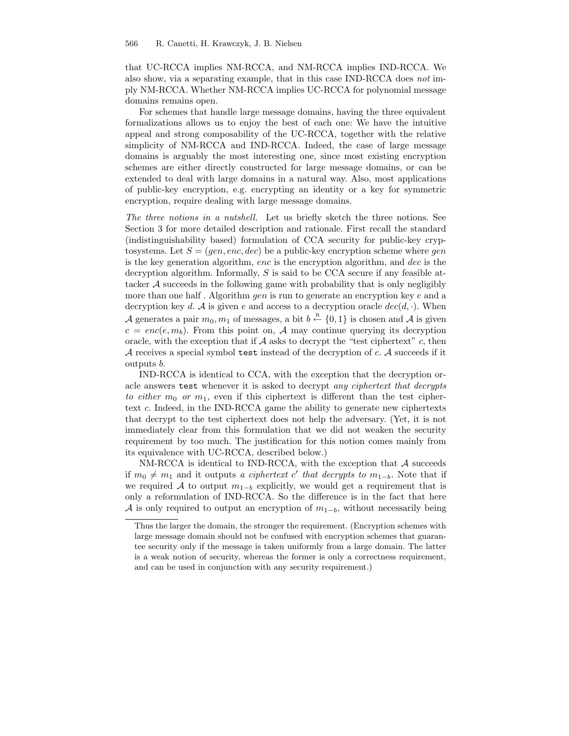that UC-RCCA implies NM-RCCA, and NM-RCCA implies IND-RCCA. We also show, via a separating example, that in this case IND-RCCA does *not* imply NM-RCCA. Whether NM-RCCA implies UC-RCCA for polynomial message domains remains open.

For schemes that handle large message domains, having the three equivalent formalizations allows us to enjoy the best of each one: We have the intuitive appeal and strong composability of the UC-RCCA, together with the relative simplicity of NM-RCCA and IND-RCCA. Indeed, the case of large message domains is arguably the most interesting one, since most existing encryption schemes are either directly constructed for large message domains, or can be extended to deal with large domains in a natural way. Also, most applications of public-key encryption, e.g. encrypting an identity or a key for symmetric encryption, require dealing with large message domains.

*The three notions in a nutshell.* Let us briefly sketch the three notions. See Section 3 for more detailed description and rationale. First recall the standard (indistinguishability based) formulation of CCA security for public-key cryptosystems. Let $S = (gen, enc, dec)$ be a public-key encryption scheme where $gen$ is the key generation algorithm, $enc$ is the encryption algorithm, and $dec$ is the decryption algorithm. Informally, $S$ is said to be CCA secure if any feasible attacker $\mathcal{A}$ succeeds in the following game with probability that is only negligibly more than one half . Algorithm $gen$ is run to generate an encryption key $e$ and a decryption key $d$. $\mathcal{A}$ is given $e$ and access to a decryption oracle $dec(d, \cdot)$. When $\mathcal{A}$ generates a pair $m_0, m_1$ of messages, a bit $b \stackrel{\text{R}}{\leftarrow} \{0, 1\}$ is chosen and $\mathcal{A}$ is given $c = enc(e, m_b)$. From this point on, $\mathcal{A}$ may continue querying its decryption oracle, with the exception that if $\mathcal{A}$ asks to decrypt the "test ciphertext" $c$, then $\mathcal{A}$ receives a special symbol `test` instead of the decryption of $c$. $\mathcal{A}$ succeeds if it outputs $b$.

IND-RCCA is identical to CCA, with the exception that the decryption oracle answers `test` whenever it is asked to decrypt *any ciphertext that decrypts to either $m_0$ or $m_1$*, even if this ciphertext is different than the test ciphertext $c$. Indeed, in the IND-RCCA game the ability to generate new ciphertexts that decrypt to the test ciphertext does not help the adversary. (Yet, it is not immediately clear from this formulation that we did not weaken the security requirement by too much. The justification for this notion comes mainly from its equivalence with UC-RCCA, described below.)

NM-RCCA is identical to IND-RCCA, with the exception that $\mathcal{A}$ succeeds if $m_0 \neq m_1$ and it outputs *a ciphertext $c'$ that decrypts to $m_{1-b}$*. Note that if we required $\mathcal{A}$ to output $m_{1-b}$ explicitly, we would get a requirement that is only a reformulation of IND-RCCA. So the difference is in the fact that here $\mathcal{A}$ is only required to output an encryption of $m_{1-b}$, without necessarily being

---

Thus the larger the domain, the stronger the requirement. (Encryption schemes with large message domain should not be confused with encryption schemes that guarantee security only if the message is taken uniformly from a large domain. The latter is a weak notion of security, whereas the former is only a correctness requirement, and can be used in conjunction with any security requirement.)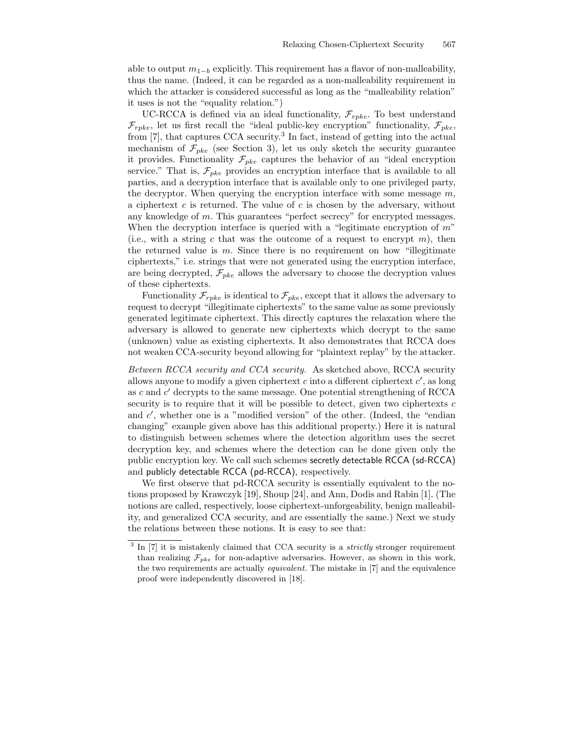able to output $m_{1-b}$ explicitly. This requirement has a flavor of non-malleability, thus the name. (Indeed, it can be regarded as a non-malleability requirement in which the attacker is considered successful as long as the "malleability relation" it uses is not the "equality relation.")

UC-RCCA is defined via an ideal functionality, $\mathcal{F}_{rpke}$. To best understand $\mathcal{F}_{rpke}$, let us first recall the "ideal public-key encryption" functionality, $\mathcal{F}_{pke}$, from [7], that captures CCA security.[3] In fact, instead of getting into the actual mechanism of $\mathcal{F}_{pke}$ (see Section 3), let us only sketch the security guarantee it provides. Functionality $\mathcal{F}_{pke}$ captures the behavior of an "ideal encryption service." That is, $\mathcal{F}_{pke}$ provides an encryption interface that is available to all parties, and a decryption interface that is available only to one privileged party, the decryptor. When querying the encryption interface with some message $m$, a ciphertext $c$ is returned. The value of $c$ is chosen by the adversary, without any knowledge of $m$. This guarantees "perfect secrecy" for encrypted messages. When the decryption interface is queried with a "legitimate encryption of $m$" (i.e., with a string $c$ that was the outcome of a request to encrypt $m$), then the returned value is $m$. Since there is no requirement on how "illegitimate ciphertexts," i.e. strings that were not generated using the encryption interface, are being decrypted, $\mathcal{F}_{pke}$ allows the adversary to choose the decryption values of these ciphertexts.

Functionality $\mathcal{F}_{rpke}$ is identical to $\mathcal{F}_{pke}$, except that it allows the adversary to request to decrypt "illegitimate ciphertexts" to the same value as some previously generated legitimate ciphertext. This directly captures the relaxation where the adversary is allowed to generate new ciphertexts which decrypt to the same (unknown) value as existing ciphertexts. It also demonstrates that RCCA does not weaken CCA-security beyond allowing for "plaintext replay" by the attacker.

*Between RCCA security and CCA security.* As sketched above, RCCA security allows anyone to modify a given ciphertext $c$ into a different ciphertext $c'$, as long as $c$ and $c'$ decrypts to the same message. One potential strengthening of RCCA security is to require that it will be possible to detect, given two ciphertexts $c$ and $c'$, whether one is a "modified version" of the other. (Indeed, the "endian changing" example given above has this additional property.) Here it is natural to distinguish between schemes where the detection algorithm uses the secret decryption key, and schemes where the detection can be done given only the public encryption key. We call such schemes secretly detectable RCCA (sd-RCCA) and publicly detectable RCCA (pd-RCCA), respectively.

We first observe that pd-RCCA security is essentially equivalent to the notions proposed by Krawczyk [19], Shoup [24], and Ann, Dodis and Rabin [1]. (The notions are called, respectively, loose ciphertext-unforgeability, benign malleability, and generalized CCA security, and are essentially the same.) Next we study the relations between these notions. It is easy to see that:

[3] In [7] it is mistakenly claimed that CCA security is a *strictly* stronger requirement than realizing $\mathcal{F}_{pke}$ for non-adaptive adversaries. However, as shown in this work, the two requirements are actually *equivalent*. The mistake in [7] and the equivalence proof were independently discovered in [18].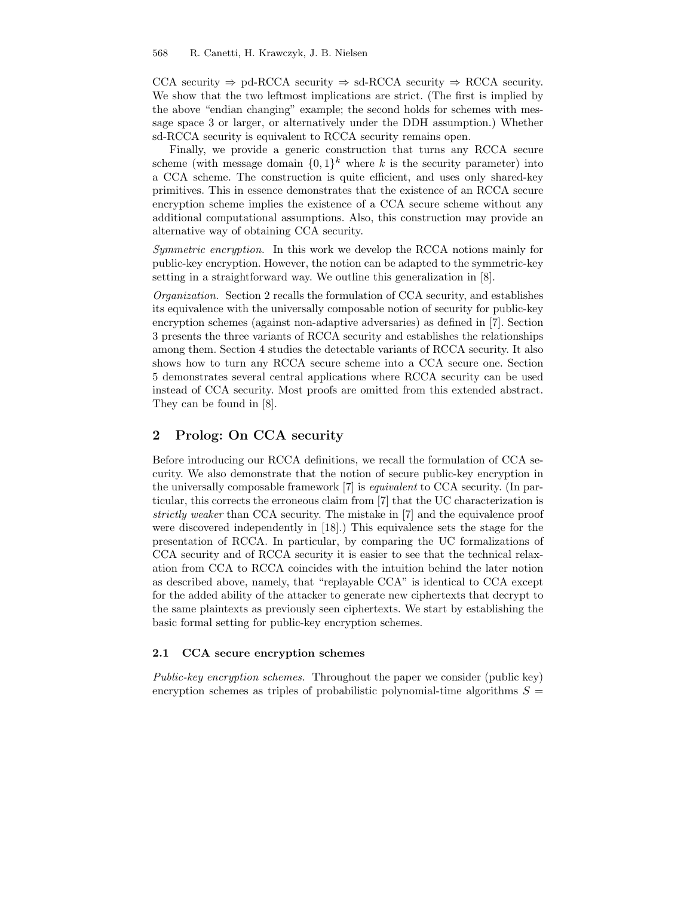CCA security ⇒ pd-RCCA security ⇒ sd-RCCA security ⇒ RCCA security. We show that the two leftmost implications are strict. (The first is implied by the above "endian changing" example; the second holds for schemes with message space 3 or larger, or alternatively under the DDH assumption.) Whether sd-RCCA security is equivalent to RCCA security remains open.

Finally, we provide a generic construction that turns any RCCA secure scheme (with message domain $\{0,1\}^k$ where $k$ is the security parameter) into a CCA scheme. The construction is quite efficient, and uses only shared-key primitives. This in essence demonstrates that the existence of an RCCA secure encryption scheme implies the existence of a CCA secure scheme without any additional computational assumptions. Also, this construction may provide an alternative way of obtaining CCA security.

*Symmetric encryption.* In this work we develop the RCCA notions mainly for public-key encryption. However, the notion can be adapted to the symmetric-key setting in a straightforward way. We outline this generalization in [8].

*Organization.* Section 2 recalls the formulation of CCA security, and establishes its equivalence with the universally composable notion of security for public-key encryption schemes (against non-adaptive adversaries) as defined in [7]. Section 3 presents the three variants of RCCA security and establishes the relationships among them. Section 4 studies the detectable variants of RCCA security. It also shows how to turn any RCCA secure scheme into a CCA secure one. Section 5 demonstrates several central applications where RCCA security can be used instead of CCA security. Most proofs are omitted from this extended abstract. They can be found in [8].

## 2 Prolog: On CCA security

Before introducing our RCCA definitions, we recall the formulation of CCA security. We also demonstrate that the notion of secure public-key encryption in the universally composable framework [7] is *equivalent* to CCA security. (In particular, this corrects the erroneous claim from [7] that the UC characterization is *strictly weaker* than CCA security. The mistake in [7] and the equivalence proof were discovered independently in [18].) This equivalence sets the stage for the presentation of RCCA. In particular, by comparing the UC formalizations of CCA security and of RCCA security it is easier to see that the technical relaxation from CCA to RCCA coincides with the intuition behind the later notion as described above, namely, that "replayable CCA" is identical to CCA except for the added ability of the attacker to generate new ciphertexts that decrypt to the same plaintexts as previously seen ciphertexts. We start by establishing the basic formal setting for public-key encryption schemes.

### 2.1 CCA secure encryption schemes

*Public-key encryption schemes.* Throughout the paper we consider (public key) encryption schemes as triples of probabilistic polynomial-time algorithms $S =$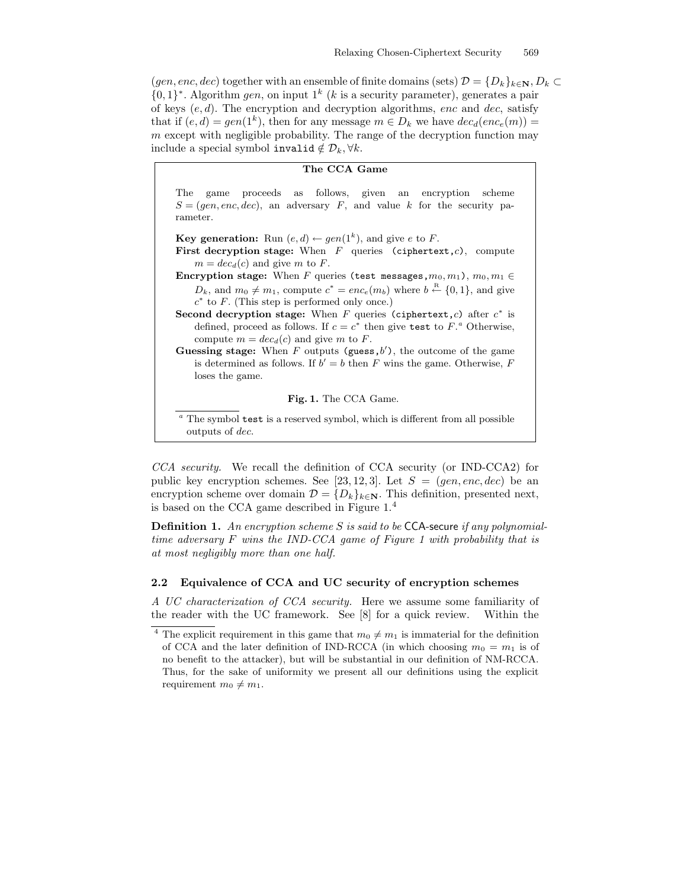$(gen, enc, dec)$ together with an ensemble of finite domains (sets) $\mathcal{D} = \{D_k\}_{k \in \mathbf{N}}, D_k \subset \{0,1\}^*$. Algorithm $gen$, on input $1^k$ ($k$ is a security parameter), generates a pair of keys $(e, d)$. The encryption and decryption algorithms, $enc$ and $dec$, satisfy that if $(e, d) = gen(1^k)$, then for any message $m \in D_k$ we have $dec_d(enc_e(m)) = m$ except with negligible probability. The range of the decryption function may include a special symbol `invalid` $\notin \mathcal{D}_k, \forall k$.

---

**The CCA Game**

The game proceeds as follows, given an encryption scheme $S = (gen, enc, dec)$, an adversary $F$, and value $k$ for the security parameter.

**Key generation:** Run $(e, d) \leftarrow gen(1^k)$, and give $e$ to $F$.

**First decryption stage:** When $F$ queries (`ciphertext`,$c$), compute $m = dec_d(c)$ and give $m$ to $F$.

**Encryption stage:** When $F$ queries (`test messages`,$m_0, m_1$), $m_0, m_1 \in D_k$, and $m_0 \neq m_1$, compute $c^* = enc_e(m_b)$ where $b \stackrel{\text{R}}{\leftarrow} \{0,1\}$, and give $c^*$ to $F$. (This step is performed only once.)

**Second decryption stage:** When $F$ queries (`ciphertext`,$c$) after $c^*$ is defined, proceed as follows. If $c = c^*$ then give `test` to $F$.[a] Otherwise, compute $m = dec_d(c)$ and give $m$ to $F$.

**Guessing stage:** When $F$ outputs (`guess`,$b'$), the outcome of the game is determined as follows. If $b' = b$ then $F$ wins the game. Otherwise, $F$ loses the game.

**Fig. 1.** The CCA Game.

[a] The symbol `test` is a reserved symbol, which is different from all possible outputs of $dec$.

---

*CCA security.* We recall the definition of CCA security (or IND-CCA2) for public key encryption schemes. See [23, 12, 3]. Let $S = (gen, enc, dec)$ be an encryption scheme over domain $\mathcal{D} = \{D_k\}_{k \in \mathbf{N}}$. This definition, presented next, is based on the CCA game described in Figure 1.[4]

**Definition 1.** *An encryption scheme $S$ is said to be* CCA-secure *if any polynomial-time adversary $F$ wins the IND-CCA game of Figure 1 with probability that is at most negligibly more than one half.*

### 2.2 Equivalence of CCA and UC security of encryption schemes

*A UC characterization of CCA security.* Here we assume some familiarity of the reader with the UC framework. See [8] for a quick review. Within the

[4] The explicit requirement in this game that $m_0 \neq m_1$ is immaterial for the definition of CCA and the later definition of IND-RCCA (in which choosing $m_0 = m_1$ is of no benefit to the attacker), but will be substantial in our definition of NM-RCCA. Thus, for the sake of uniformity we present all our definitions using the explicit requirement $m_0 \neq m_1$.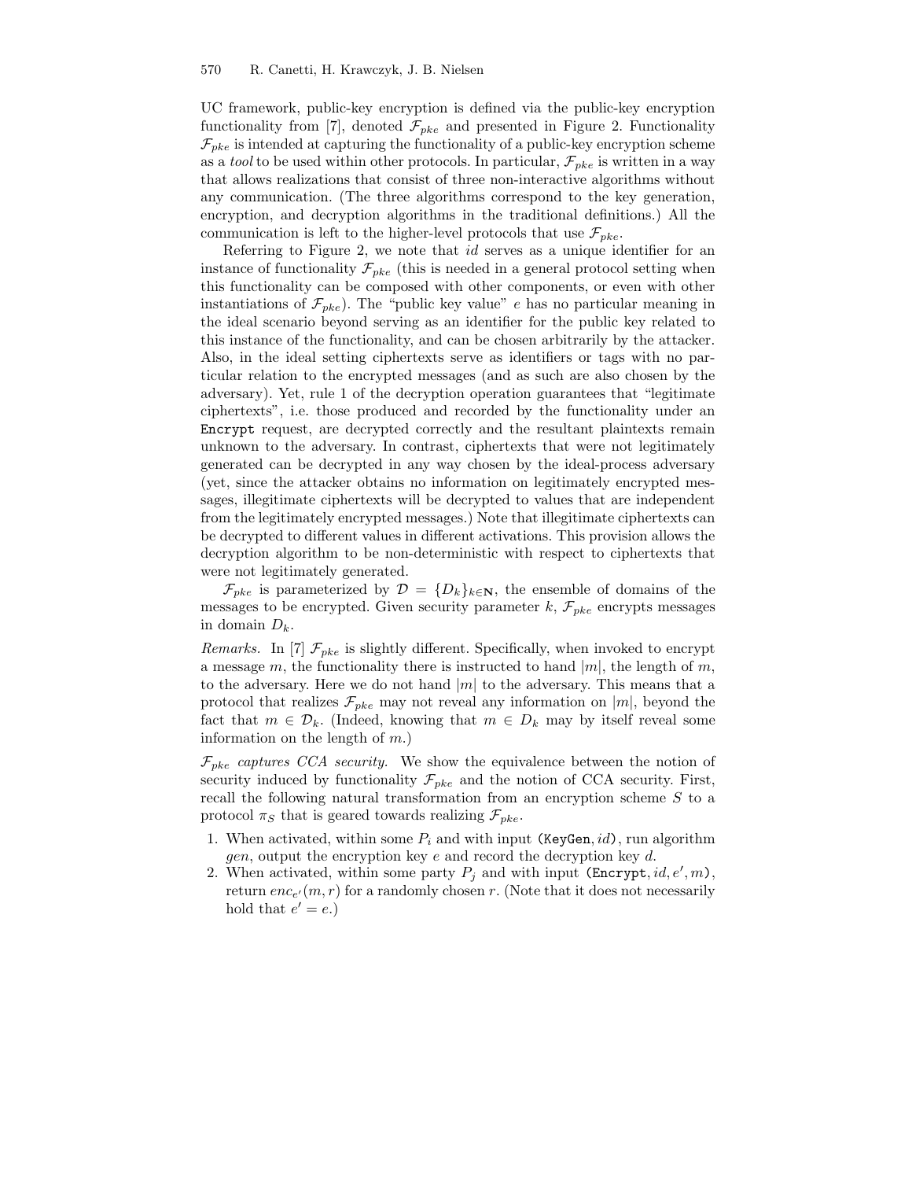UC framework, public-key encryption is defined via the public-key encryption functionality from [7], denoted $\mathcal{F}_{pke}$ and presented in Figure 2. Functionality $\mathcal{F}_{pke}$ is intended at capturing the functionality of a public-key encryption scheme as a *tool* to be used within other protocols. In particular, $\mathcal{F}_{pke}$ is written in a way that allows realizations that consist of three non-interactive algorithms without any communication. (The three algorithms correspond to the key generation, encryption, and decryption algorithms in the traditional definitions.) All the communication is left to the higher-level protocols that use $\mathcal{F}_{pke}$.

Referring to Figure 2, we note that $id$ serves as a unique identifier for an instance of functionality $\mathcal{F}_{pke}$ (this is needed in a general protocol setting when this functionality can be composed with other components, or even with other instantiations of $\mathcal{F}_{pke}$). The "public key value" $e$ has no particular meaning in the ideal scenario beyond serving as an identifier for the public key related to this instance of the functionality, and can be chosen arbitrarily by the attacker. Also, in the ideal setting ciphertexts serve as identifiers or tags with no particular relation to the encrypted messages (and as such are also chosen by the adversary). Yet, rule 1 of the decryption operation guarantees that "legitimate ciphertexts", i.e. those produced and recorded by the functionality under an `Encrypt` request, are decrypted correctly and the resultant plaintexts remain unknown to the adversary. In contrast, ciphertexts that were not legitimately generated can be decrypted in any way chosen by the ideal-process adversary (yet, since the attacker obtains no information on legitimately encrypted messages, illegitimate ciphertexts will be decrypted to values that are independent from the legitimately encrypted messages.) Note that illegitimate ciphertexts can be decrypted to different values in different activations. This provision allows the decryption algorithm to be non-deterministic with respect to ciphertexts that were not legitimately generated.

$\mathcal{F}_{pke}$ is parameterized by $\mathcal{D} = \{D_k\}_{k \in \mathbf{N}}$, the ensemble of domains of the messages to be encrypted. Given security parameter $k$, $\mathcal{F}_{pke}$ encrypts messages in domain $D_k$.

*Remarks.* In [7] $\mathcal{F}_{pke}$ is slightly different. Specifically, when invoked to encrypt a message $m$, the functionality there is instructed to hand $|m|$, the length of $m$, to the adversary. Here we do not hand $|m|$ to the adversary. This means that a protocol that realizes $\mathcal{F}_{pke}$ may not reveal any information on $|m|$, beyond the fact that $m \in \mathcal{D}_k$. (Indeed, knowing that $m \in D_k$ may by itself reveal some information on the length of $m$.)

*$\mathcal{F}_{pke}$ captures CCA security.* We show the equivalence between the notion of security induced by functionality $\mathcal{F}_{pke}$ and the notion of CCA security. First, recall the following natural transformation from an encryption scheme $S$ to a protocol $\pi_S$ that is geared towards realizing $\mathcal{F}_{pke}$.

1. When activated, within some $P_i$ and with input $(\texttt{KeyGen}, id)$, run algorithm $gen$, output the encryption key $e$ and record the decryption key $d$.
2. When activated, within some party $P_j$ and with input $(\texttt{Encrypt}, id, e', m)$, return $enc_{e'}(m, r)$ for a randomly chosen $r$. (Note that it does not necessarily hold that $e' = e$.)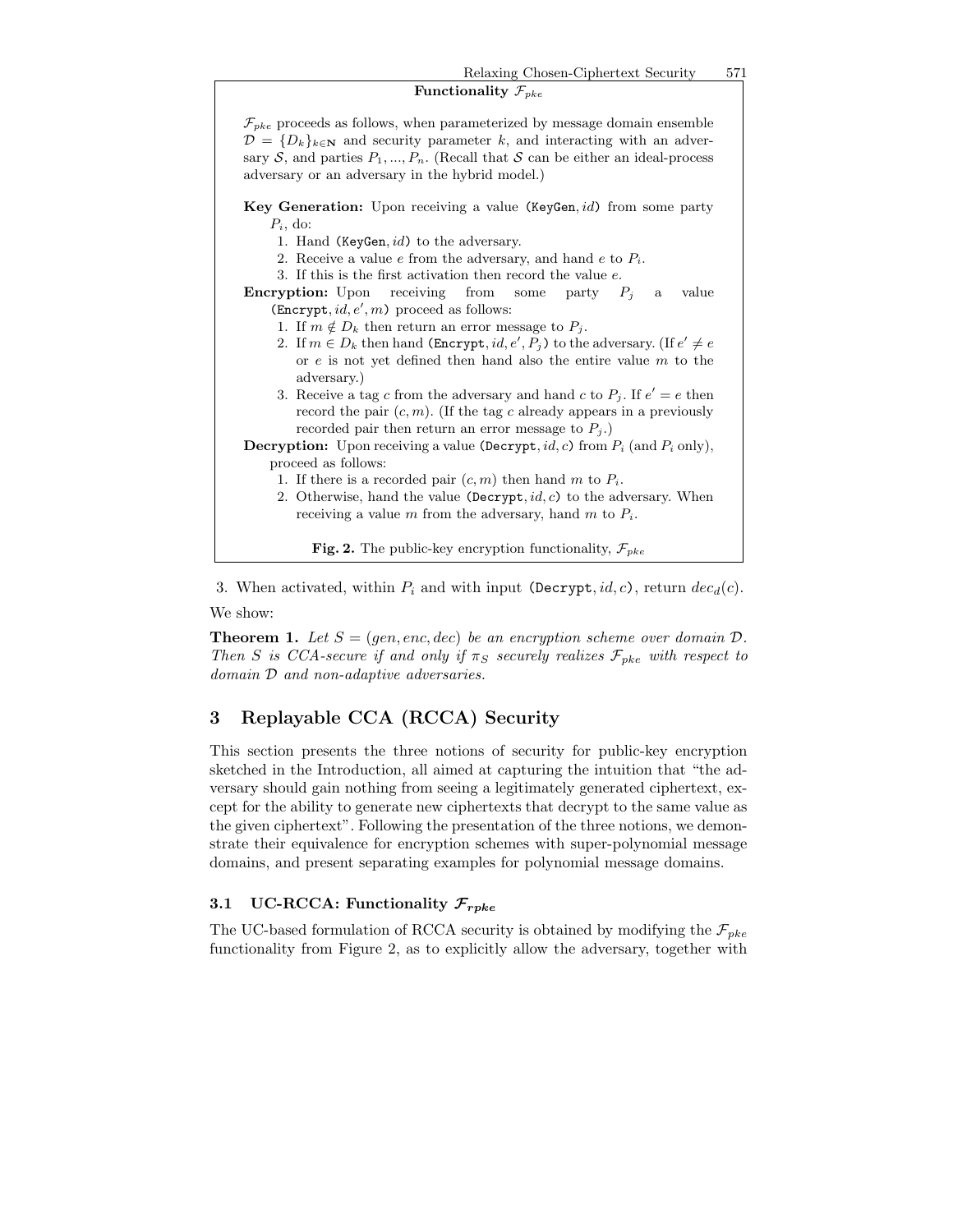**Functionality $\mathcal{F}_{pke}$**

$\mathcal{F}_{pke}$ proceeds as follows, when parameterized by message domain ensemble $\mathcal{D} = \{D_k\}_{k \in \mathbf{N}}$ and security parameter $k$, and interacting with an adversary $\mathcal{S}$, and parties $P_1, ..., P_n$. (Recall that $\mathcal{S}$ can be either an ideal-process adversary or an adversary in the hybrid model.)

**Key Generation:** Upon receiving a value $(\texttt{KeyGen}, id)$ from some party $P_i$, do:

1. Hand $(\texttt{KeyGen}, id)$ to the adversary.
2. Receive a value $e$ from the adversary, and hand $e$ to $P_i$.
3. If this is the first activation then record the value $e$.

**Encryption:** Upon receiving from some party $P_j$ a value $(\texttt{Encrypt}, id, e', m)$ proceed as follows:

1. If $m \notin D_k$ then return an error message to $P_j$.
2. If $m \in D_k$ then hand $(\texttt{Encrypt}, id, e', P_j)$ to the adversary. (If $e' \neq e$ or $e$ is not yet defined then hand also the entire value $m$ to the adversary.)
3. Receive a tag $c$ from the adversary and hand $c$ to $P_j$. If $e' = e$ then record the pair $(c, m)$. (If the tag $c$ already appears in a previously recorded pair then return an error message to $P_j$.)

**Decryption:** Upon receiving a value $(\texttt{Decrypt}, id, c)$ from $P_i$ (and $P_i$ only), proceed as follows:

1. If there is a recorded pair $(c, m)$ then hand $m$ to $P_i$.
2. Otherwise, hand the value $(\texttt{Decrypt}, id, c)$ to the adversary. When receiving a value $m$ from the adversary, hand $m$ to $P_i$.

**Fig. 2.** The public-key encryption functionality, $\mathcal{F}_{pke}$

3. When activated, within $P_i$ and with input $(\texttt{Decrypt}, id, c)$, return $dec_d(c)$.

We show:

**Theorem 1.** *Let $S = (gen, enc, dec)$ be an encryption scheme over domain $\mathcal{D}$. Then $S$ is CCA-secure if and only if $\pi_S$ securely realizes $\mathcal{F}_{pke}$ with respect to domain $\mathcal{D}$ and non-adaptive adversaries.*

## 3 Replayable CCA (RCCA) Security

This section presents the three notions of security for public-key encryption sketched in the Introduction, all aimed at capturing the intuition that "the adversary should gain nothing from seeing a legitimately generated ciphertext, except for the ability to generate new ciphertexts that decrypt to the same value as the given ciphertext". Following the presentation of the three notions, we demonstrate their equivalence for encryption schemes with super-polynomial message domains, and present separating examples for polynomial message domains.

### 3.1 UC-RCCA: Functionality $\mathcal{F}_{rpke}$

The UC-based formulation of RCCA security is obtained by modifying the $\mathcal{F}_{pke}$ functionality from Figure 2, as to explicitly allow the adversary, together with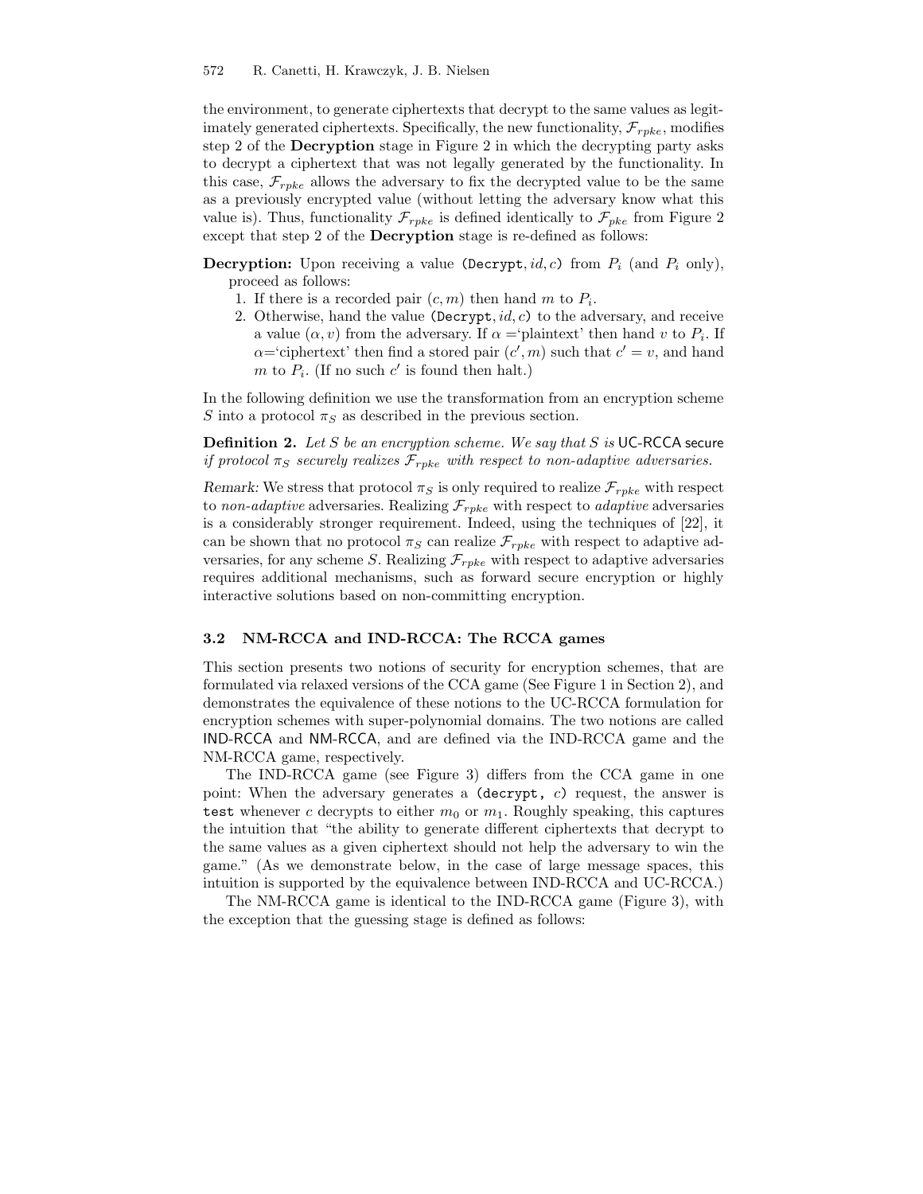the environment, to generate ciphertexts that decrypt to the same values as legitimately generated ciphertexts. Specifically, the new functionality, $\mathcal{F}_{rpke}$, modifies step 2 of the **Decryption** stage in Figure 2 in which the decrypting party asks to decrypt a ciphertext that was not legally generated by the functionality. In this case, $\mathcal{F}_{rpke}$ allows the adversary to fix the decrypted value to be the same as a previously encrypted value (without letting the adversary know what this value is). Thus, functionality $\mathcal{F}_{rpke}$ is defined identically to $\mathcal{F}_{pke}$ from Figure 2 except that step 2 of the **Decryption** stage is re-defined as follows:

**Decryption:** Upon receiving a value $(\texttt{Decrypt}, id, c)$ from $P_i$ (and $P_i$ only), proceed as follows:

1. If there is a recorded pair $(c, m)$ then hand $m$ to $P_i$.
2. Otherwise, hand the value $(\texttt{Decrypt}, id, c)$ to the adversary, and receive a value $(\alpha, v)$ from the adversary. If $\alpha =$'plaintext' then hand $v$ to $P_i$. If $\alpha=$'ciphertext' then find a stored pair $(c', m)$ such that $c' = v$, and hand $m$ to $P_i$. (If no such $c'$ is found then halt.)

In the following definition we use the transformation from an encryption scheme $S$ into a protocol $\pi_S$ as described in the previous section.

**Definition 2.** *Let $S$ be an encryption scheme. We say that $S$ is* UC-RCCA secure *if protocol $\pi_S$ securely realizes $\mathcal{F}_{rpke}$ with respect to non-adaptive adversaries.*

*Remark:* We stress that protocol $\pi_S$ is only required to realize $\mathcal{F}_{rpke}$ with respect to *non-adaptive* adversaries. Realizing $\mathcal{F}_{rpke}$ with respect to *adaptive* adversaries is a considerably stronger requirement. Indeed, using the techniques of [22], it can be shown that no protocol $\pi_S$ can realize $\mathcal{F}_{rpke}$ with respect to adaptive adversaries, for any scheme $S$. Realizing $\mathcal{F}_{rpke}$ with respect to adaptive adversaries requires additional mechanisms, such as forward secure encryption or highly interactive solutions based on non-committing encryption.

### 3.2 NM-RCCA and IND-RCCA: The RCCA games

This section presents two notions of security for encryption schemes, that are formulated via relaxed versions of the CCA game (See Figure 1 in Section 2), and demonstrates the equivalence of these notions to the UC-RCCA formulation for encryption schemes with super-polynomial domains. The two notions are called IND-RCCA and NM-RCCA, and are defined via the IND-RCCA game and the NM-RCCA game, respectively.

The IND-RCCA game (see Figure 3) differs from the CCA game in one point: When the adversary generates a `(decrypt, c)` request, the answer is `test` whenever $c$ decrypts to either $m_0$ or $m_1$. Roughly speaking, this captures the intuition that "the ability to generate different ciphertexts that decrypt to the same values as a given ciphertext should not help the adversary to win the game." (As we demonstrate below, in the case of large message spaces, this intuition is supported by the equivalence between IND-RCCA and UC-RCCA.)

The NM-RCCA game is identical to the IND-RCCA game (Figure 3), with the exception that the guessing stage is defined as follows: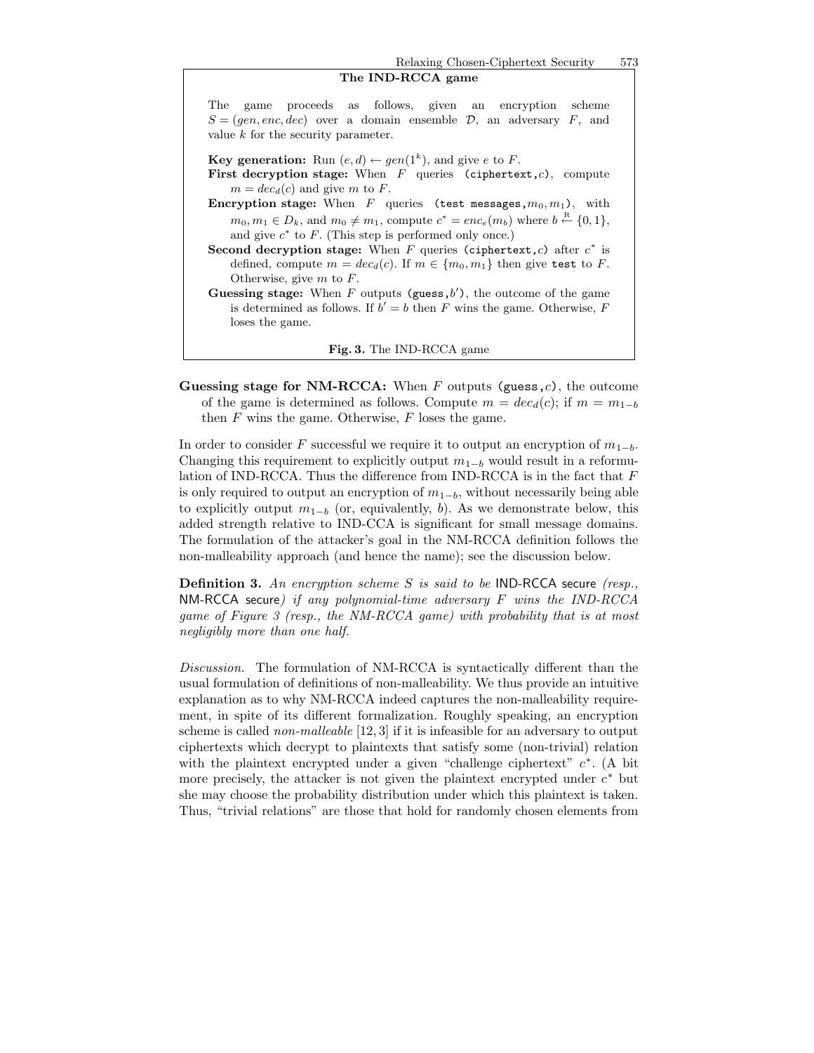**The IND-RCCA game**

The game proceeds as follows, given an encryption scheme $S = (gen, enc, dec)$ over a domain ensemble $\mathcal{D}$, an adversary $F$, and value $k$ for the security parameter.

**Key generation:** Run $(e, d) \leftarrow gen(1^k)$, and give $e$ to $F$.

**First decryption stage:** When $F$ queries `(ciphertext,`$c$`)`, compute $m = dec_d(c)$ and give $m$ to $F$.

**Encryption stage:** When $F$ queries `(test messages,`$m_0, m_1$`)`, with $m_0, m_1 \in D_k$, and $m_0 \neq m_1$, compute $c^* = enc_e(m_b)$ where $b \stackrel{\text{R}}{\leftarrow} \{0, 1\}$, and give $c^*$ to $F$. (This step is performed only once.)

**Second decryption stage:** When $F$ queries `(ciphertext,`$c$`)` after $c^*$ is defined, compute $m = dec_d(c)$. If $m \in \{m_0, m_1\}$ then give `test` to $F$. Otherwise, give $m$ to $F$.

**Guessing stage:** When $F$ outputs `(guess,`$b'$`)`, the outcome of the game is determined as follows. If $b' = b$ then $F$ wins the game. Otherwise, $F$ loses the game.

**Fig. 3.** The IND-RCCA game

**Guessing stage for NM-RCCA:** When $F$ outputs `(guess,`$c$`)`, the outcome of the game is determined as follows. Compute $m = dec_d(c)$; if $m = m_{1-b}$ then $F$ wins the game. Otherwise, $F$ loses the game.

In order to consider $F$ successful we require it to output an encryption of $m_{1-b}$. Changing this requirement to explicitly output $m_{1-b}$ would result in a reformulation of IND-RCCA. Thus the difference from IND-RCCA is in the fact that $F$ is only required to output an encryption of $m_{1-b}$, without necessarily being able to explicitly output $m_{1-b}$ (or, equivalently, $b$). As we demonstrate below, this added strength relative to IND-CCA is significant for small message domains. The formulation of the attacker's goal in the NM-RCCA definition follows the non-malleability approach (and hence the name); see the discussion below.

**Definition 3.** *An encryption scheme $S$ is said to be* IND-RCCA secure *(resp.,* NM-RCCA secure*) if any polynomial-time adversary $F$ wins the IND-RCCA game of Figure 3 (resp., the NM-RCCA game) with probability that is at most negligibly more than one half.*

*Discussion.* The formulation of NM-RCCA is syntactically different than the usual formulation of definitions of non-malleability. We thus provide an intuitive explanation as to why NM-RCCA indeed captures the non-malleability requirement, in spite of its different formalization. Roughly speaking, an encryption scheme is called *non-malleable* [12, 3] if it is infeasible for an adversary to output ciphertexts which decrypt to plaintexts that satisfy some (non-trivial) relation with the plaintext encrypted under a given "challenge ciphertext" $c^*$. (A bit more precisely, the attacker is not given the plaintext encrypted under $c^*$ but she may choose the probability distribution under which this plaintext is taken. Thus, "trivial relations" are those that hold for randomly chosen elements from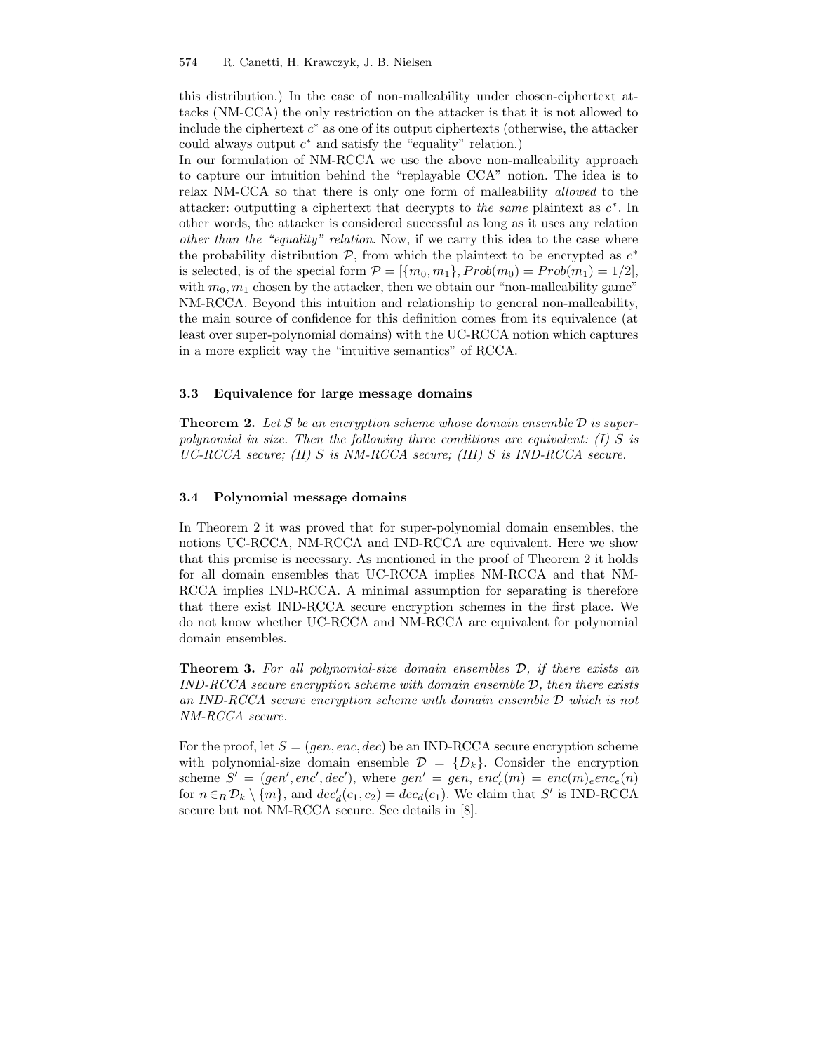this distribution.) In the case of non-malleability under chosen-ciphertext attacks (NM-CCA) the only restriction on the attacker is that it is not allowed to include the ciphertext $c^*$ as one of its output ciphertexts (otherwise, the attacker could always output $c^*$ and satisfy the "equality" relation.)

In our formulation of NM-RCCA we use the above non-malleability approach to capture our intuition behind the "replayable CCA" notion. The idea is to relax NM-CCA so that there is only one form of malleability *allowed* to the attacker: outputting a ciphertext that decrypts to *the same* plaintext as $c^*$. In other words, the attacker is considered successful as long as it uses any relation *other than the "equality" relation*. Now, if we carry this idea to the case where the probability distribution $\mathcal{P}$, from which the plaintext to be encrypted as $c^*$ is selected, is of the special form $\mathcal{P} = [\{m_0, m_1\}, Prob(m_0) = Prob(m_1) = 1/2]$, with $m_0, m_1$ chosen by the attacker, then we obtain our "non-malleability game" NM-RCCA. Beyond this intuition and relationship to general non-malleability, the main source of confidence for this definition comes from its equivalence (at least over super-polynomial domains) with the UC-RCCA notion which captures in a more explicit way the "intuitive semantics" of RCCA.

### 3.3 Equivalence for large message domains

**Theorem 2.** *Let $S$ be an encryption scheme whose domain ensemble $\mathcal{D}$ is super-polynomial in size. Then the following three conditions are equivalent: (I) $S$ is UC-RCCA secure; (II) $S$ is NM-RCCA secure; (III) $S$ is IND-RCCA secure.*

### 3.4 Polynomial message domains

In Theorem 2 it was proved that for super-polynomial domain ensembles, the notions UC-RCCA, NM-RCCA and IND-RCCA are equivalent. Here we show that this premise is necessary. As mentioned in the proof of Theorem 2 it holds for all domain ensembles that UC-RCCA implies NM-RCCA and that NM-RCCA implies IND-RCCA. A minimal assumption for separating is therefore that there exist IND-RCCA secure encryption schemes in the first place. We do not know whether UC-RCCA and NM-RCCA are equivalent for polynomial domain ensembles.

**Theorem 3.** *For all polynomial-size domain ensembles $\mathcal{D}$, if there exists an IND-RCCA secure encryption scheme with domain ensemble $\mathcal{D}$, then there exists an IND-RCCA secure encryption scheme with domain ensemble $\mathcal{D}$ which is not NM-RCCA secure.*

For the proof, let $S = (gen, enc, dec)$ be an IND-RCCA secure encryption scheme with polynomial-size domain ensemble $\mathcal{D} = \{D_k\}$. Consider the encryption scheme $S' = (gen', enc', dec')$, where $gen' = gen$, $enc'_e(m) = enc(m)_e enc_e(n)$ for $n \in_R \mathcal{D}_k \setminus \{m\}$, and $dec'_d(c_1, c_2) = dec_d(c_1)$. We claim that $S'$ is IND-RCCA secure but not NM-RCCA secure. See details in [8].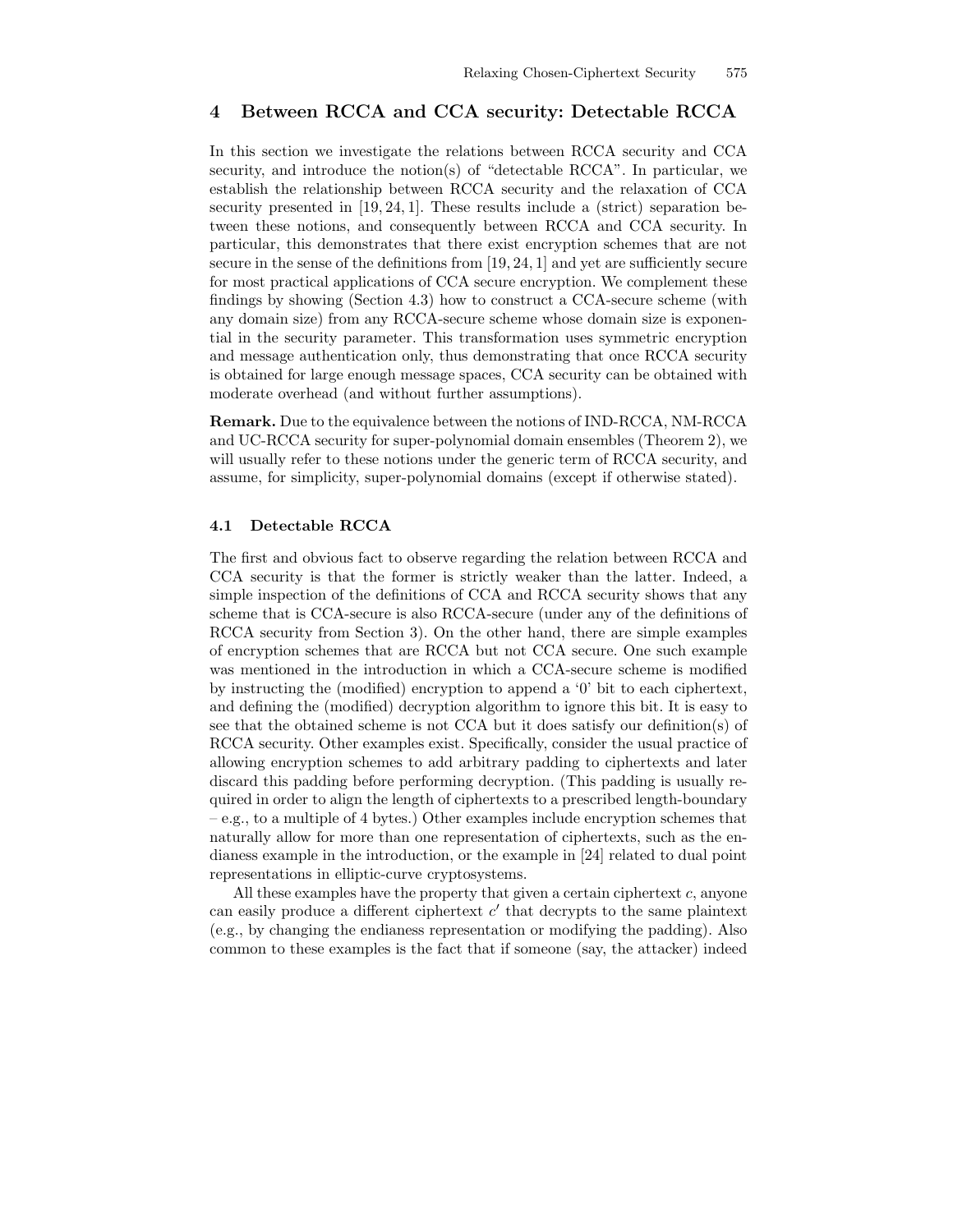## 4 Between RCCA and CCA security: Detectable RCCA

In this section we investigate the relations between RCCA security and CCA security, and introduce the notion(s) of "detectable RCCA". In particular, we establish the relationship between RCCA security and the relaxation of CCA security presented in [19, 24, 1]. These results include a (strict) separation between these notions, and consequently between RCCA and CCA security. In particular, this demonstrates that there exist encryption schemes that are not secure in the sense of the definitions from [19, 24, 1] and yet are sufficiently secure for most practical applications of CCA secure encryption. We complement these findings by showing (Section 4.3) how to construct a CCA-secure scheme (with any domain size) from any RCCA-secure scheme whose domain size is exponential in the security parameter. This transformation uses symmetric encryption and message authentication only, thus demonstrating that once RCCA security is obtained for large enough message spaces, CCA security can be obtained with moderate overhead (and without further assumptions).

**Remark.** Due to the equivalence between the notions of IND-RCCA, NM-RCCA and UC-RCCA security for super-polynomial domain ensembles (Theorem 2), we will usually refer to these notions under the generic term of RCCA security, and assume, for simplicity, super-polynomial domains (except if otherwise stated).

### 4.1 Detectable RCCA

The first and obvious fact to observe regarding the relation between RCCA and CCA security is that the former is strictly weaker than the latter. Indeed, a simple inspection of the definitions of CCA and RCCA security shows that any scheme that is CCA-secure is also RCCA-secure (under any of the definitions of RCCA security from Section 3). On the other hand, there are simple examples of encryption schemes that are RCCA but not CCA secure. One such example was mentioned in the introduction in which a CCA-secure scheme is modified by instructing the (modified) encryption to append a '0' bit to each ciphertext, and defining the (modified) decryption algorithm to ignore this bit. It is easy to see that the obtained scheme is not CCA but it does satisfy our definition(s) of RCCA security. Other examples exist. Specifically, consider the usual practice of allowing encryption schemes to add arbitrary padding to ciphertexts and later discard this padding before performing decryption. (This padding is usually required in order to align the length of ciphertexts to a prescribed length-boundary – e.g., to a multiple of 4 bytes.) Other examples include encryption schemes that naturally allow for more than one representation of ciphertexts, such as the endianess example in the introduction, or the example in [24] related to dual point representations in elliptic-curve cryptosystems.

All these examples have the property that given a certain ciphertext $c$, anyone can easily produce a different ciphertext $c'$ that decrypts to the same plaintext (e.g., by changing the endianess representation or modifying the padding). Also common to these examples is the fact that if someone (say, the attacker) indeed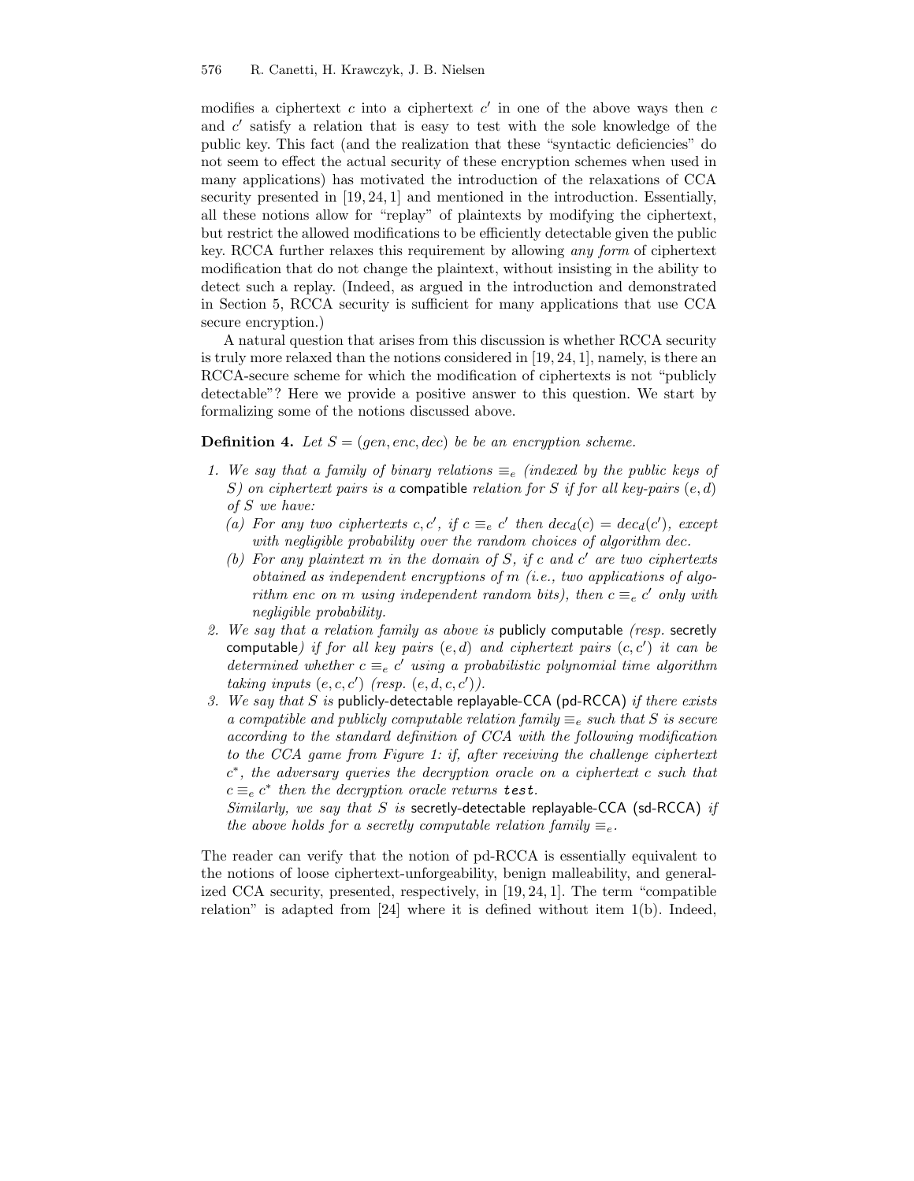modifies a ciphertext $c$ into a ciphertext $c'$ in one of the above ways then $c$ and $c'$ satisfy a relation that is easy to test with the sole knowledge of the public key. This fact (and the realization that these "syntactic deficiencies" do not seem to effect the actual security of these encryption schemes when used in many applications) has motivated the introduction of the relaxations of CCA security presented in [19, 24, 1] and mentioned in the introduction. Essentially, all these notions allow for "replay" of plaintexts by modifying the ciphertext, but restrict the allowed modifications to be efficiently detectable given the public key. RCCA further relaxes this requirement by allowing *any form* of ciphertext modification that do not change the plaintext, without insisting in the ability to detect such a replay. (Indeed, as argued in the introduction and demonstrated in Section 5, RCCA security is sufficient for many applications that use CCA secure encryption.)

A natural question that arises from this discussion is whether RCCA security is truly more relaxed than the notions considered in [19, 24, 1], namely, is there an RCCA-secure scheme for which the modification of ciphertexts is not "publicly detectable"? Here we provide a positive answer to this question. We start by formalizing some of the notions discussed above.

**Definition 4.** *Let $S = (gen, enc, dec)$ be be an encryption scheme.*

1. *We say that a family of binary relations $\equiv_e$ (indexed by the public keys of $S$) on ciphertext pairs is a* compatible *relation for $S$ if for all key-pairs $(e, d)$ of $S$ we have:*
   (a) *For any two ciphertexts $c, c'$, if $c \equiv_e c'$ then $dec_d(c) = dec_d(c')$, except with negligible probability over the random choices of algorithm dec.*
   (b) *For any plaintext $m$ in the domain of $S$, if $c$ and $c'$ are two ciphertexts obtained as independent encryptions of $m$ (i.e., two applications of algorithm enc on $m$ using independent random bits), then $c \equiv_e c'$ only with negligible probability.*
2. *We say that a relation family as above is* publicly computable *(resp.* secretly computable*) if for all key pairs $(e, d)$ and ciphertext pairs $(c, c')$ it can be determined whether $c \equiv_e c'$ using a probabilistic polynomial time algorithm taking inputs $(e, c, c')$ (resp. $(e, d, c, c')$).*
3. *We say that $S$ is* publicly-detectable replayable-CCA (pd-RCCA) *if there exists a compatible and publicly computable relation family $\equiv_e$ such that $S$ is secure according to the standard definition of CCA with the following modification to the CCA game from Figure 1: if, after receiving the challenge ciphertext $c^*$, the adversary queries the decryption oracle on a ciphertext $c$ such that $c \equiv_e c^*$ then the decryption oracle returns* `test`*.*
   *Similarly, we say that $S$ is* secretly-detectable replayable-CCA (sd-RCCA) *if the above holds for a secretly computable relation family $\equiv_e$.*

The reader can verify that the notion of pd-RCCA is essentially equivalent to the notions of loose ciphertext-unforgeability, benign malleability, and generalized CCA security, presented, respectively, in [19, 24, 1]. The term "compatible relation" is adapted from [24] where it is defined without item 1(b). Indeed,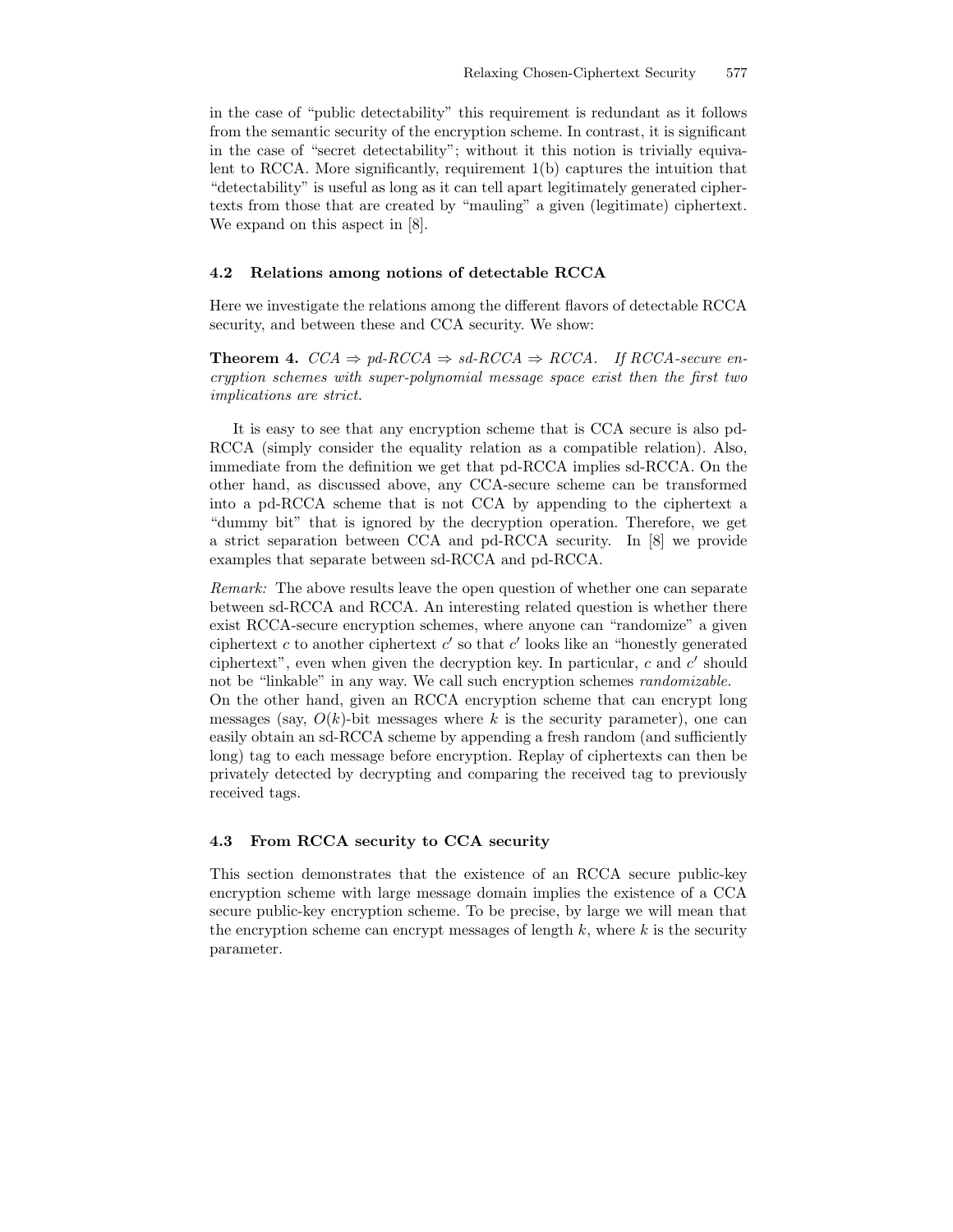in the case of "public detectability" this requirement is redundant as it follows from the semantic security of the encryption scheme. In contrast, it is significant in the case of "secret detectability"; without it this notion is trivially equivalent to RCCA. More significantly, requirement 1(b) captures the intuition that "detectability" is useful as long as it can tell apart legitimately generated ciphertexts from those that are created by "mauling" a given (legitimate) ciphertext. We expand on this aspect in [8].

### 4.2 Relations among notions of detectable RCCA

Here we investigate the relations among the different flavors of detectable RCCA security, and between these and CCA security. We show:

**Theorem 4.** *CCA ⇒ pd-RCCA ⇒ sd-RCCA ⇒ RCCA. If RCCA-secure encryption schemes with super-polynomial message space exist then the first two implications are strict.*

It is easy to see that any encryption scheme that is CCA secure is also pd-RCCA (simply consider the equality relation as a compatible relation). Also, immediate from the definition we get that pd-RCCA implies sd-RCCA. On the other hand, as discussed above, any CCA-secure scheme can be transformed into a pd-RCCA scheme that is not CCA by appending to the ciphertext a "dummy bit" that is ignored by the decryption operation. Therefore, we get a strict separation between CCA and pd-RCCA security. In [8] we provide examples that separate between sd-RCCA and pd-RCCA.

*Remark:* The above results leave the open question of whether one can separate between sd-RCCA and RCCA. An interesting related question is whether there exist RCCA-secure encryption schemes, where anyone can "randomize" a given ciphertext $c$ to another ciphertext $c'$ so that $c'$ looks like an "honestly generated ciphertext", even when given the decryption key. In particular, $c$ and $c'$ should not be "linkable" in any way. We call such encryption schemes *randomizable.*
On the other hand, given an RCCA encryption scheme that can encrypt long messages (say, $O(k)$-bit messages where $k$ is the security parameter), one can easily obtain an sd-RCCA scheme by appending a fresh random (and sufficiently long) tag to each message before encryption. Replay of ciphertexts can then be privately detected by decrypting and comparing the received tag to previously received tags.

### 4.3 From RCCA security to CCA security

This section demonstrates that the existence of an RCCA secure public-key encryption scheme with large message domain implies the existence of a CCA secure public-key encryption scheme. To be precise, by large we will mean that the encryption scheme can encrypt messages of length $k$, where $k$ is the security parameter.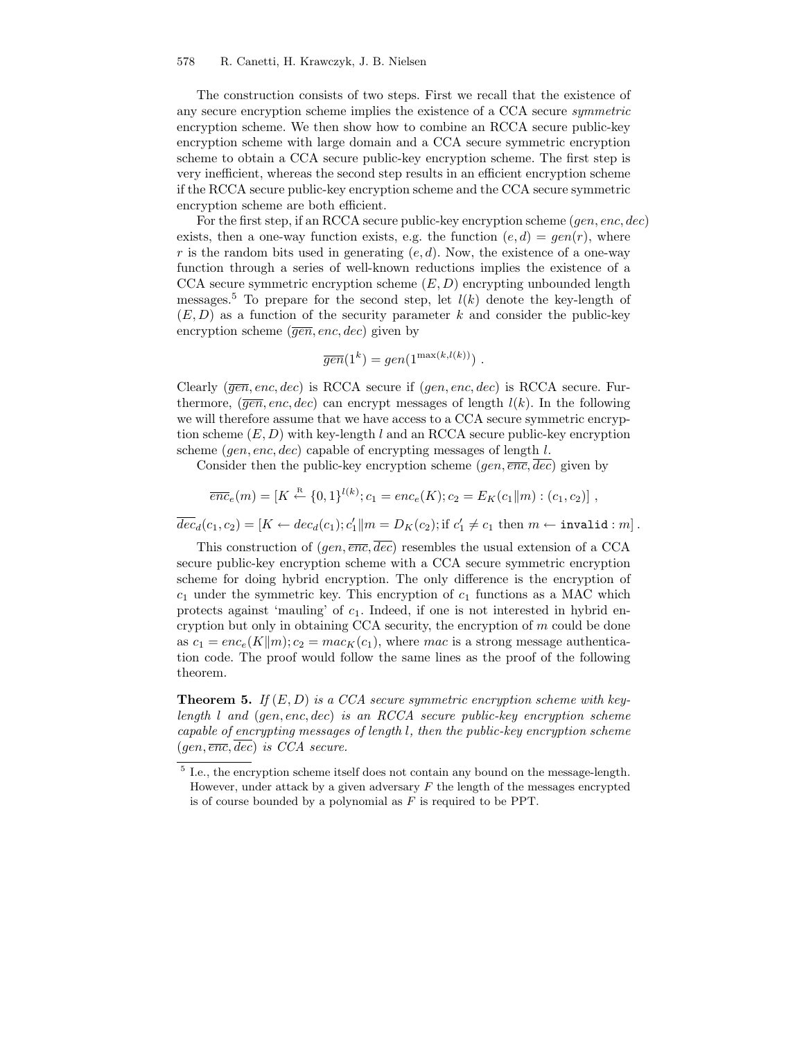The construction consists of two steps. First we recall that the existence of any secure encryption scheme implies the existence of a CCA secure *symmetric* encryption scheme. We then show how to combine an RCCA secure public-key encryption scheme with large domain and a CCA secure symmetric encryption scheme to obtain a CCA secure public-key encryption scheme. The first step is very inefficient, whereas the second step results in an efficient encryption scheme if the RCCA secure public-key encryption scheme and the CCA secure symmetric encryption scheme are both efficient.

For the first step, if an RCCA secure public-key encryption scheme $(gen, enc, dec)$ exists, then a one-way function exists, e.g. the function $(e, d) = gen(r)$, where $r$ is the random bits used in generating $(e, d)$. Now, the existence of a one-way function through a series of well-known reductions implies the existence of a CCA secure symmetric encryption scheme $(E, D)$ encrypting unbounded length messages.[5] To prepare for the second step, let $l(k)$ denote the key-length of $(E, D)$ as a function of the security parameter $k$ and consider the public-key encryption scheme $(\overline{gen}, enc, dec)$ given by

$$\overline{gen}(1^k) = gen(1^{\max(k, l(k))}) .$$

Clearly $(\overline{gen}, enc, dec)$ is RCCA secure if $(gen, enc, dec)$ is RCCA secure. Furthermore, $(\overline{gen}, enc, dec)$ can encrypt messages of length $l(k)$. In the following we will therefore assume that we have access to a CCA secure symmetric encryption scheme $(E, D)$ with key-length $l$ and an RCCA secure public-key encryption scheme $(gen, enc, dec)$ capable of encrypting messages of length $l$.

Consider then the public-key encryption scheme $(gen, \overline{enc}, \overline{dec})$ given by

$$\overline{enc}_e(m) = [K \stackrel{\text{R}}{\leftarrow} \{0,1\}^{l(k)}; c_1 = enc_e(K); c_2 = E_K(c_1 \| m) : (c_1, c_2)] ,$$

$$\overline{dec}_d(c_1, c_2) = [K \leftarrow dec_d(c_1); c_1' \| m = D_K(c_2); \text{if } c_1' \neq c_1 \text{ then } m \leftarrow \texttt{invalid} : m] .$$

This construction of $(gen, \overline{enc}, \overline{dec})$ resembles the usual extension of a CCA secure public-key encryption scheme with a CCA secure symmetric encryption scheme for doing hybrid encryption. The only difference is the encryption of $c_1$ under the symmetric key. This encryption of $c_1$ functions as a MAC which protects against 'mauling' of $c_1$. Indeed, if one is not interested in hybrid encryption but only in obtaining CCA security, the encryption of $m$ could be done as $c_1 = enc_e(K \| m); c_2 = mac_K(c_1)$, where $mac$ is a strong message authentication code. The proof would follow the same lines as the proof of the following theorem.

**Theorem 5.** *If $(E, D)$ is a CCA secure symmetric encryption scheme with key-length $l$ and $(gen, enc, dec)$ is an RCCA secure public-key encryption scheme capable of encrypting messages of length $l$, then the public-key encryption scheme $(gen, \overline{enc}, \overline{dec})$ is CCA secure.*

---

[5] I.e., the encryption scheme itself does not contain any bound on the message-length. However, under attack by a given adversary $F$ the length of the messages encrypted is of course bounded by a polynomial as $F$ is required to be PPT.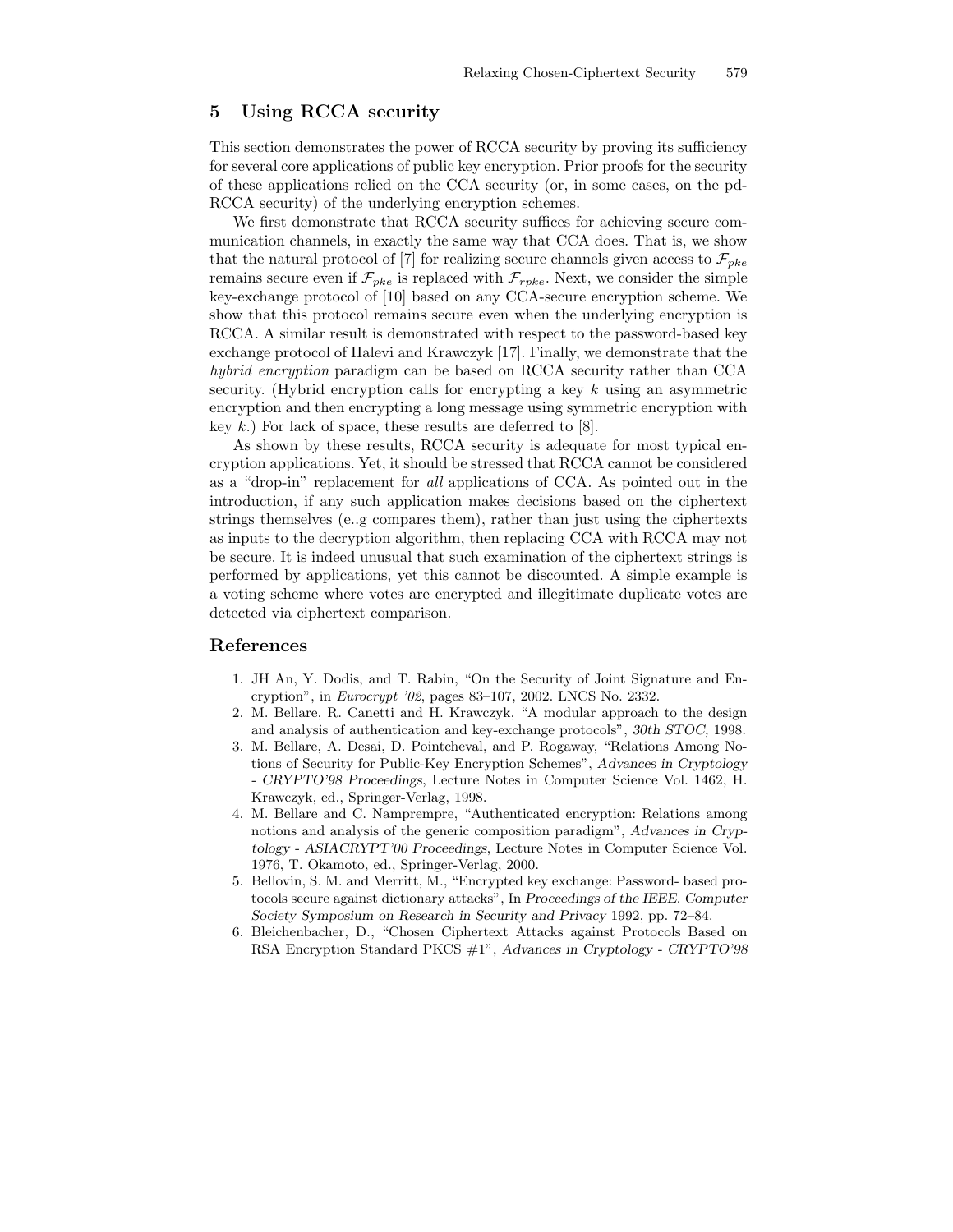## 5 Using RCCA security

This section demonstrates the power of RCCA security by proving its sufficiency for several core applications of public key encryption. Prior proofs for the security of these applications relied on the CCA security (or, in some cases, on the pd-RCCA security) of the underlying encryption schemes.

We first demonstrate that RCCA security suffices for achieving secure communication channels, in exactly the same way that CCA does. That is, we show that the natural protocol of [7] for realizing secure channels given access to $\mathcal{F}_{pke}$ remains secure even if $\mathcal{F}_{pke}$ is replaced with $\mathcal{F}_{rpke}$. Next, we consider the simple key-exchange protocol of [10] based on any CCA-secure encryption scheme. We show that this protocol remains secure even when the underlying encryption is RCCA. A similar result is demonstrated with respect to the password-based key exchange protocol of Halevi and Krawczyk [17]. Finally, we demonstrate that the *hybrid encryption* paradigm can be based on RCCA security rather than CCA security. (Hybrid encryption calls for encrypting a key $k$ using an asymmetric encryption and then encrypting a long message using symmetric encryption with key $k$.) For lack of space, these results are deferred to [8].

As shown by these results, RCCA security is adequate for most typical encryption applications. Yet, it should be stressed that RCCA cannot be considered as a "drop-in" replacement for *all* applications of CCA. As pointed out in the introduction, if any such application makes decisions based on the ciphertext strings themselves (e..g compares them), rather than just using the ciphertexts as inputs to the decryption algorithm, then replacing CCA with RCCA may not be secure. It is indeed unusual that such examination of the ciphertext strings is performed by applications, yet this cannot be discounted. A simple example is a voting scheme where votes are encrypted and illegitimate duplicate votes are detected via ciphertext comparison.

## References

1. JH An, Y. Dodis, and T. Rabin, "On the Security of Joint Signature and Encryption", in *Eurocrypt '02*, pages 83–107, 2002. LNCS No. 2332.
2. M. Bellare, R. Canetti and H. Krawczyk, "A modular approach to the design and analysis of authentication and key-exchange protocols", *30th STOC,* 1998.
3. M. Bellare, A. Desai, D. Pointcheval, and P. Rogaway, "Relations Among Notions of Security for Public-Key Encryption Schemes", *Advances in Cryptology - CRYPTO'98 Proceedings*, Lecture Notes in Computer Science Vol. 1462, H. Krawczyk, ed., Springer-Verlag, 1998.
4. M. Bellare and C. Namprempre, "Authenticated encryption: Relations among notions and analysis of the generic composition paradigm", *Advances in Cryptology - ASIACRYPT'00 Proceedings*, Lecture Notes in Computer Science Vol. 1976, T. Okamoto, ed., Springer-Verlag, 2000.
5. Bellovin, S. M. and Merritt, M., "Encrypted key exchange: Password- based protocols secure against dictionary attacks", In *Proceedings of the IEEE. Computer Society Symposium on Research in Security and Privacy* 1992, pp. 72–84.
6. Bleichenbacher, D., "Chosen Ciphertext Attacks against Protocols Based on RSA Encryption Standard PKCS #1", *Advances in Cryptology - CRYPTO'98*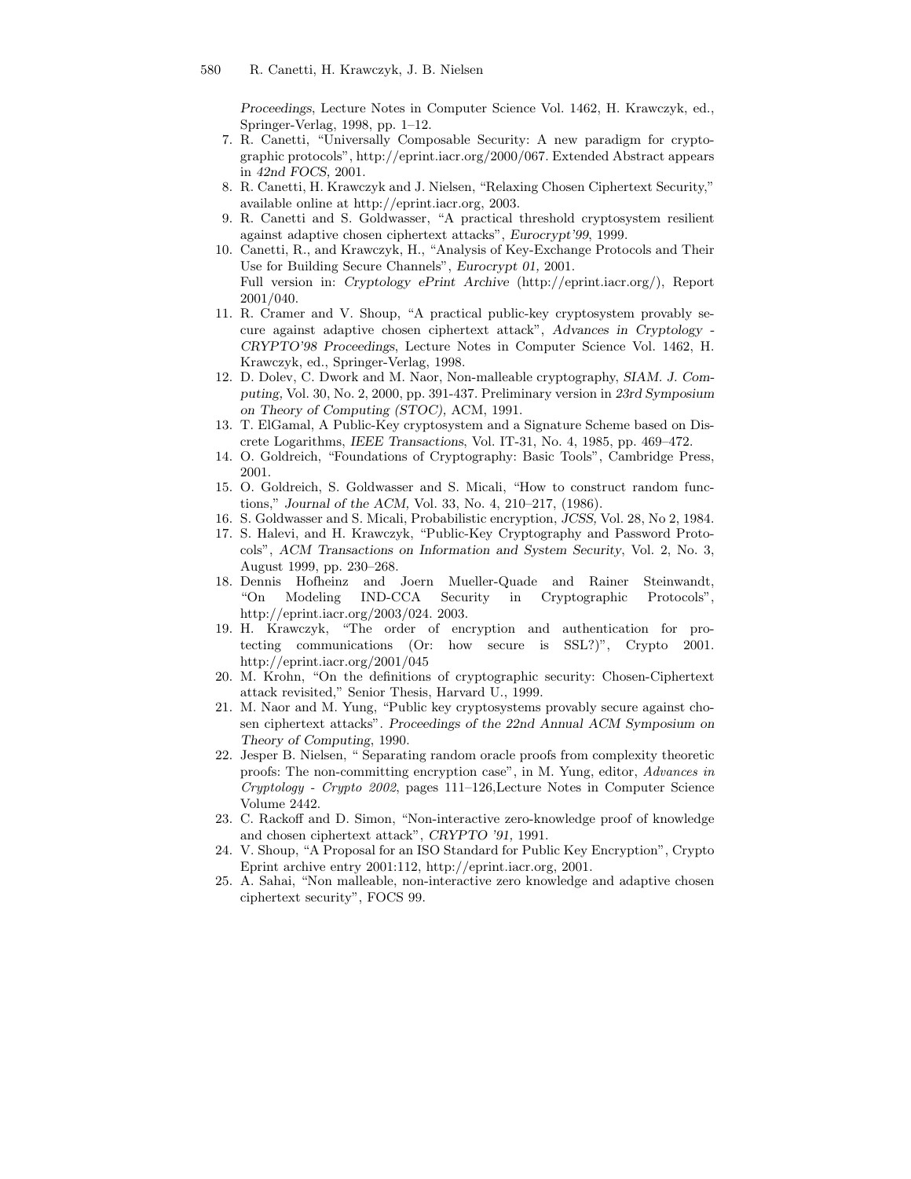*Proceedings*, Lecture Notes in Computer Science Vol. 1462, H. Krawczyk, ed., Springer-Verlag, 1998, pp. 1–12.

7. R. Canetti, "Universally Composable Security: A new paradigm for cryptographic protocols", http://eprint.iacr.org/2000/067. Extended Abstract appears in *42nd FOCS*, 2001.
8. R. Canetti, H. Krawczyk and J. Nielsen, "Relaxing Chosen Ciphertext Security," available online at http://eprint.iacr.org, 2003.
9. R. Canetti and S. Goldwasser, "A practical threshold cryptosystem resilient against adaptive chosen ciphertext attacks", *Eurocrypt'99*, 1999.
10. Canetti, R., and Krawczyk, H., "Analysis of Key-Exchange Protocols and Their Use for Building Secure Channels", *Eurocrypt 01*, 2001. Full version in: *Cryptology ePrint Archive* (http://eprint.iacr.org/), Report 2001/040.
11. R. Cramer and V. Shoup, "A practical public-key cryptosystem provably secure against adaptive chosen ciphertext attack", *Advances in Cryptology - CRYPTO'98 Proceedings*, Lecture Notes in Computer Science Vol. 1462, H. Krawczyk, ed., Springer-Verlag, 1998.
12. D. Dolev, C. Dwork and M. Naor, Non-malleable cryptography, *SIAM. J. Computing*, Vol. 30, No. 2, 2000, pp. 391-437. Preliminary version in *23rd Symposium on Theory of Computing (STOC)*, ACM, 1991.
13. T. ElGamal, A Public-Key cryptosystem and a Signature Scheme based on Discrete Logarithms, *IEEE Transactions*, Vol. IT-31, No. 4, 1985, pp. 469–472.
14. O. Goldreich, "Foundations of Cryptography: Basic Tools", Cambridge Press, 2001.
15. O. Goldreich, S. Goldwasser and S. Micali, "How to construct random functions," *Journal of the ACM*, Vol. 33, No. 4, 210–217, (1986).
16. S. Goldwasser and S. Micali, Probabilistic encryption, *JCSS*, Vol. 28, No 2, 1984.
17. S. Halevi, and H. Krawczyk, "Public-Key Cryptography and Password Protocols", *ACM Transactions on Information and System Security*, Vol. 2, No. 3, August 1999, pp. 230–268.
18. Dennis Hofheinz and Joern Mueller-Quade and Rainer Steinwandt, "On Modeling IND-CCA Security in Cryptographic Protocols", http://eprint.iacr.org/2003/024. 2003.
19. H. Krawczyk, "The order of encryption and authentication for protecting communications (Or: how secure is SSL?)", Crypto 2001. http://eprint.iacr.org/2001/045
20. M. Krohn, "On the definitions of cryptographic security: Chosen-Ciphertext attack revisited," Senior Thesis, Harvard U., 1999.
21. M. Naor and M. Yung, "Public key cryptosystems provably secure against chosen ciphertext attacks". *Proceedings of the 22nd Annual ACM Symposium on Theory of Computing*, 1990.
22. Jesper B. Nielsen, " Separating random oracle proofs from complexity theoretic proofs: The non-committing encryption case", in M. Yung, editor, *Advances in Cryptology - Crypto 2002*, pages 111–126,Lecture Notes in Computer Science Volume 2442.
23. C. Rackoff and D. Simon, "Non-interactive zero-knowledge proof of knowledge and chosen ciphertext attack", *CRYPTO '91*, 1991.
24. V. Shoup, "A Proposal for an ISO Standard for Public Key Encryption", Crypto Eprint archive entry 2001:112, http://eprint.iacr.org, 2001.
25. A. Sahai, "Non malleable, non-interactive zero knowledge and adaptive chosen ciphertext security", FOCS 99.